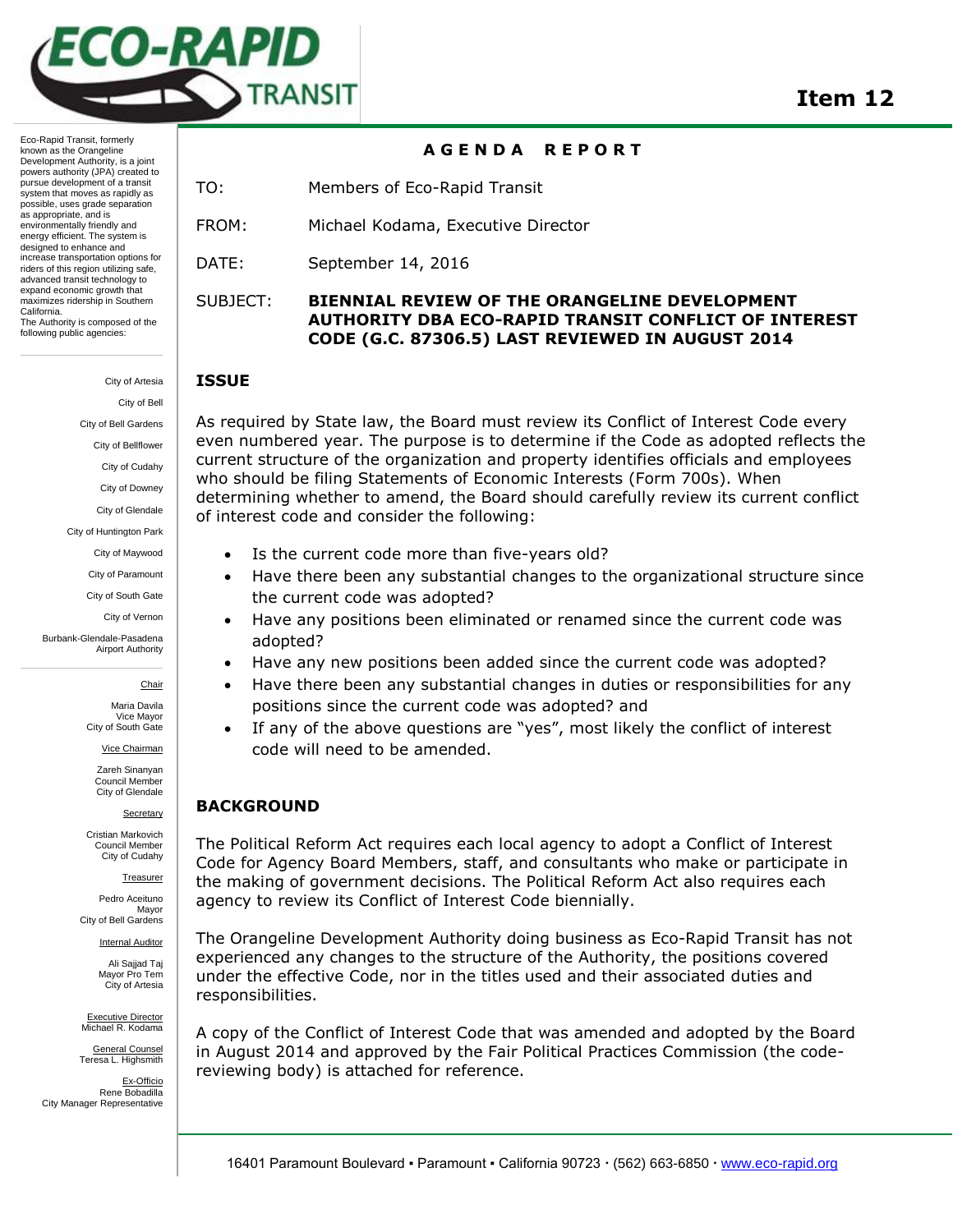# Item 12

Eco-Rapid Transit, formerly known as the Orangeline Development Authority, is a joint powers authority (JPA) created to pursue development of a transit system that moves as rapidly as possible, uses grade separation as appropriate, and is environmentally friendly and energy efficient. The system is designed to enhance and increase transportation options for riders of this region utilizing safe, advanced transit technology to expand economic growth that maximizes ridership in Southern California.
The Authority is composed of the following public agencies:

City of Artesia
City of Bell
City of Bell Gardens
City of Bellflower
City of Cudahy
City of Downey
City of Glendale
City of Huntington Park
City of Maywood
City of Paramount
City of South Gate
City of Vernon
Burbank-Glendale-Pasadena Airport Authority

Chair
Maria Davila
Vice Mayor
City of South Gate

Vice Chairman
Zareh Sinanyan
Council Member
City of Glendale

Secretary
Cristian Markovich
Council Member
City of Cudahy

Treasurer
Pedro Aceituno
Mayor
City of Bell Gardens

Internal Auditor
Ali Sajjad Taj
Mayor Pro Tem
City of Artesia

Executive Director
Michael R. Kodama

General Counsel
Teresa L. Highsmith

Ex-Officio
Rene Bobadilla
City Manager Representative

## AGENDA REPORT

TO: Members of Eco-Rapid Transit

FROM: Michael Kodama, Executive Director

DATE: September 14, 2016

SUBJECT: **BIENNIAL REVIEW OF THE ORANGELINE DEVELOPMENT AUTHORITY DBA ECO-RAPID TRANSIT CONFLICT OF INTEREST CODE (G.C. 87306.5) LAST REVIEWED IN AUGUST 2014**

## ISSUE

As required by State law, the Board must review its Conflict of Interest Code every even numbered year. The purpose is to determine if the Code as adopted reflects the current structure of the organization and property identifies officials and employees who should be filing Statements of Economic Interests (Form 700s). When determining whether to amend, the Board should carefully review its current conflict of interest code and consider the following:

- Is the current code more than five-years old?
- Have there been any substantial changes to the organizational structure since the current code was adopted?
- Have any positions been eliminated or renamed since the current code was adopted?
- Have any new positions been added since the current code was adopted?
- Have there been any substantial changes in duties or responsibilities for any positions since the current code was adopted? and
- If any of the above questions are "yes", most likely the conflict of interest code will need to be amended.

## BACKGROUND

The Political Reform Act requires each local agency to adopt a Conflict of Interest Code for Agency Board Members, staff, and consultants who make or participate in the making of government decisions. The Political Reform Act also requires each agency to review its Conflict of Interest Code biennially.

The Orangeline Development Authority doing business as Eco-Rapid Transit has not experienced any changes to the structure of the Authority, the positions covered under the effective Code, nor in the titles used and their associated duties and responsibilities.

A copy of the Conflict of Interest Code that was amended and adopted by the Board in August 2014 and approved by the Fair Political Practices Commission (the code-reviewing body) is attached for reference.

16401 Paramount Boulevard ▪ Paramount ▪ California 90723 · (562) 663-6850 · www.eco-rapid.org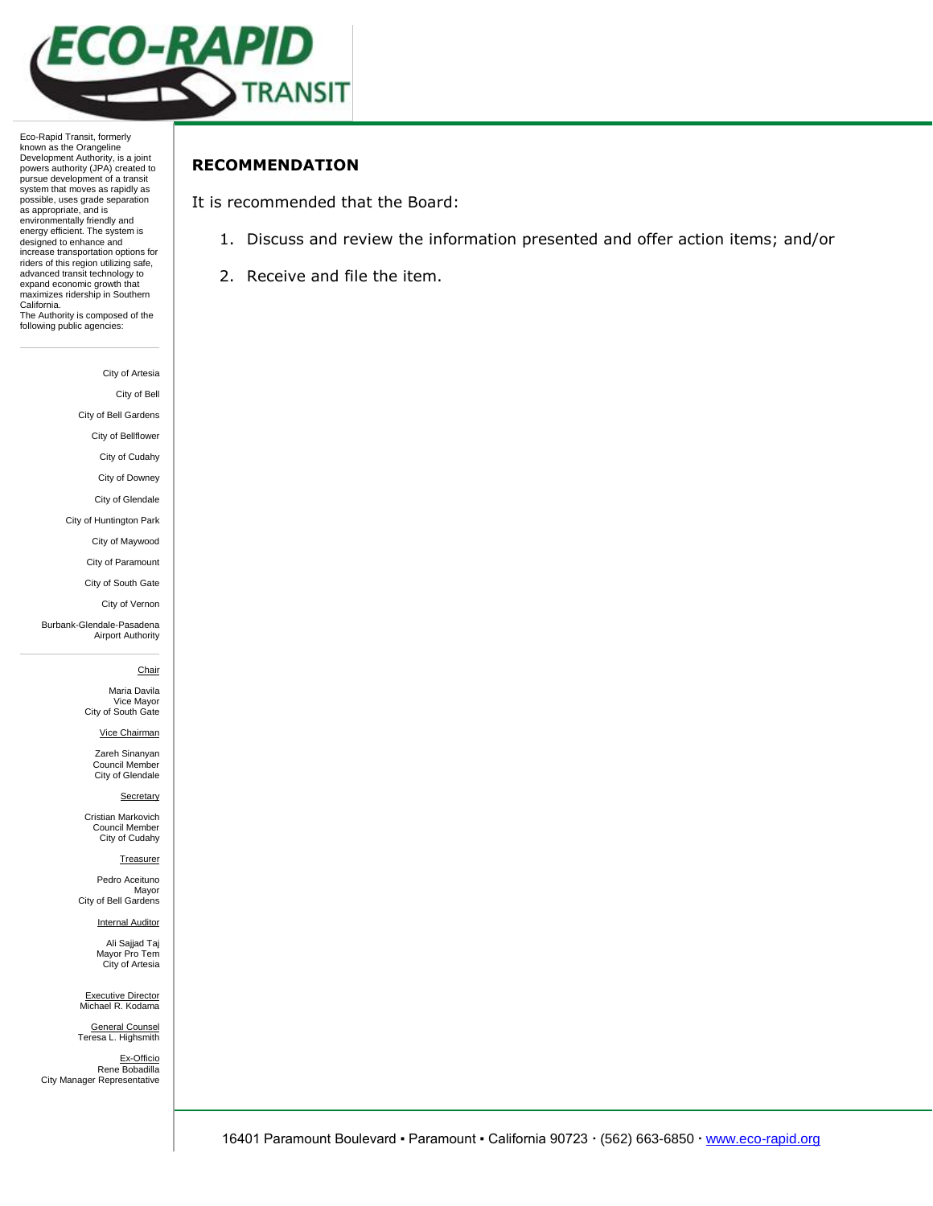Eco-Rapid Transit, formerly known as the Orangeline Development Authority, is a joint powers authority (JPA) created to pursue development of a transit system that moves as rapidly as possible, uses grade separation as appropriate, and is environmentally friendly and energy efficient. The system is designed to enhance and increase transportation options for riders of this region utilizing safe, advanced transit technology to expand economic growth that maximizes ridership in Southern California.
The Authority is composed of the following public agencies:

City of Artesia
City of Bell
City of Bell Gardens
City of Bellflower
City of Cudahy
City of Downey
City of Glendale
City of Huntington Park
City of Maywood
City of Paramount
City of South Gate
City of Vernon
Burbank-Glendale-Pasadena Airport Authority

Chair
Maria Davila
Vice Mayor
City of South Gate

Vice Chairman
Zareh Sinanyan
Council Member
City of Glendale

Secretary
Cristian Markovich
Council Member
City of Cudahy

Treasurer
Pedro Aceituno
Mayor
City of Bell Gardens

Internal Auditor
Ali Sajjad Taj
Mayor Pro Tem
City of Artesia

Executive Director
Michael R. Kodama

General Counsel
Teresa L. Highsmith

Ex-Officio
Rene Bobadilla
City Manager Representative

## RECOMMENDATION

It is recommended that the Board:

1. Discuss and review the information presented and offer action items; and/or
2. Receive and file the item.

16401 Paramount Boulevard ▪ Paramount ▪ California 90723 · (562) 663-6850 · www.eco-rapid.org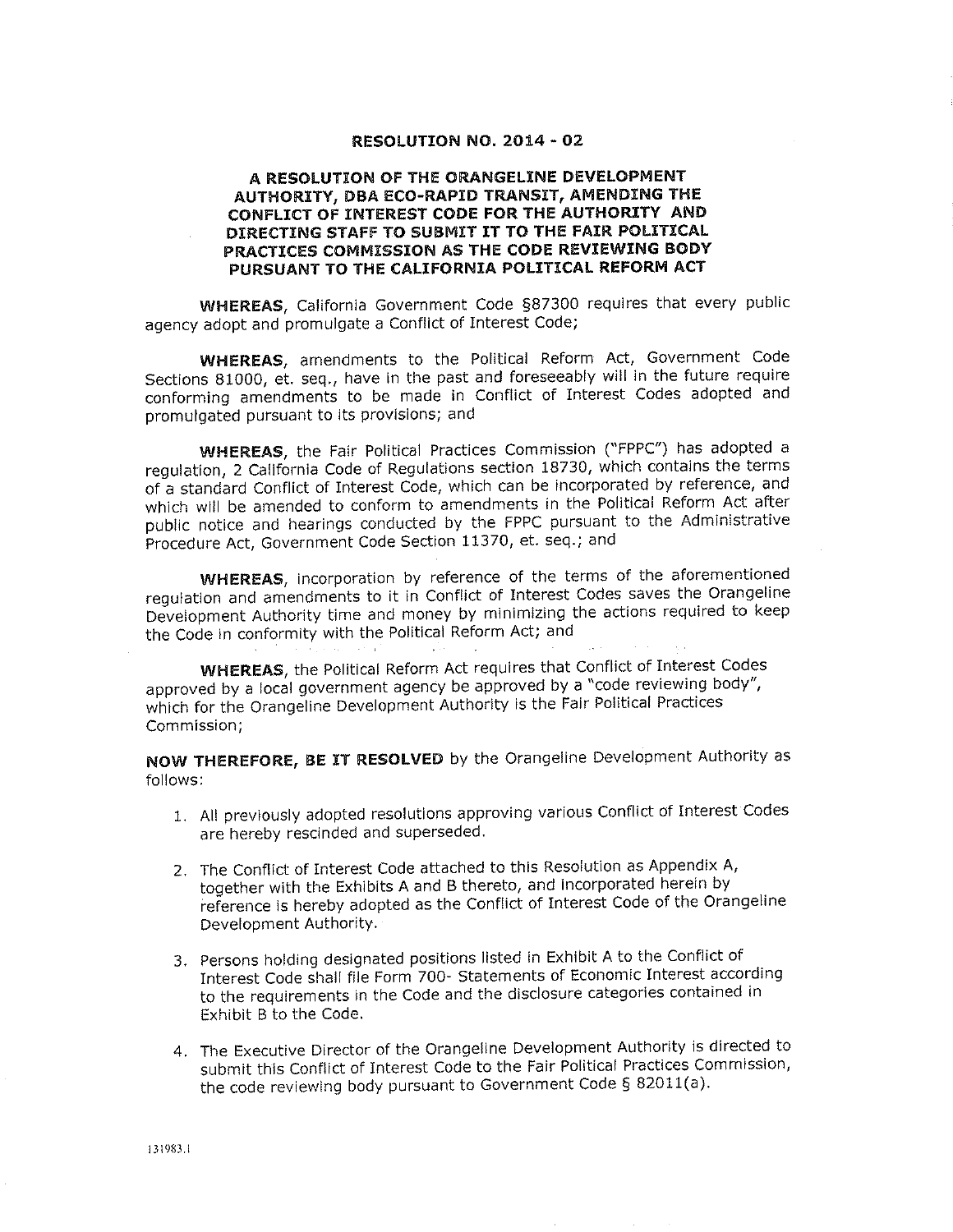# RESOLUTION NO. 2014 - 02

## A RESOLUTION OF THE ORANGELINE DEVELOPMENT AUTHORITY, DBA ECO-RAPID TRANSIT, AMENDING THE CONFLICT OF INTEREST CODE FOR THE AUTHORITY AND DIRECTING STAFF TO SUBMIT IT TO THE FAIR POLITICAL PRACTICES COMMISSION AS THE CODE REVIEWING BODY PURSUANT TO THE CALIFORNIA POLITICAL REFORM ACT

**WHEREAS**, California Government Code §87300 requires that every public agency adopt and promulgate a Conflict of Interest Code;

**WHEREAS**, amendments to the Political Reform Act, Government Code Sections 81000, et. seq., have in the past and foreseeably will in the future require conforming amendments to be made in Conflict of Interest Codes adopted and promulgated pursuant to its provisions; and

**WHEREAS**, the Fair Political Practices Commission ("FPPC") has adopted a regulation, 2 California Code of Regulations section 18730, which contains the terms of a standard Conflict of Interest Code, which can be incorporated by reference, and which will be amended to conform to amendments in the Political Reform Act after public notice and hearings conducted by the FPPC pursuant to the Administrative Procedure Act, Government Code Section 11370, et. seq.; and

**WHEREAS**, incorporation by reference of the terms of the aforementioned regulation and amendments to it in Conflict of Interest Codes saves the Orangeline Development Authority time and money by minimizing the actions required to keep the Code in conformity with the Political Reform Act; and

**WHEREAS**, the Political Reform Act requires that Conflict of Interest Codes approved by a local government agency be approved by a "code reviewing body", which for the Orangeline Development Authority is the Fair Political Practices Commission;

**NOW THEREFORE, BE IT RESOLVED** by the Orangeline Development Authority as follows:

1. All previously adopted resolutions approving various Conflict of Interest Codes are hereby rescinded and superseded.
2. The Conflict of Interest Code attached to this Resolution as Appendix A, together with the Exhibits A and B thereto, and incorporated herein by reference is hereby adopted as the Conflict of Interest Code of the Orangeline Development Authority.
3. Persons holding designated positions listed in Exhibit A to the Conflict of Interest Code shall file Form 700- Statements of Economic Interest according to the requirements in the Code and the disclosure categories contained in Exhibit B to the Code.
4. The Executive Director of the Orangeline Development Authority is directed to submit this Conflict of Interest Code to the Fair Political Practices Commission, the code reviewing body pursuant to Government Code § 82011(a).

131983.1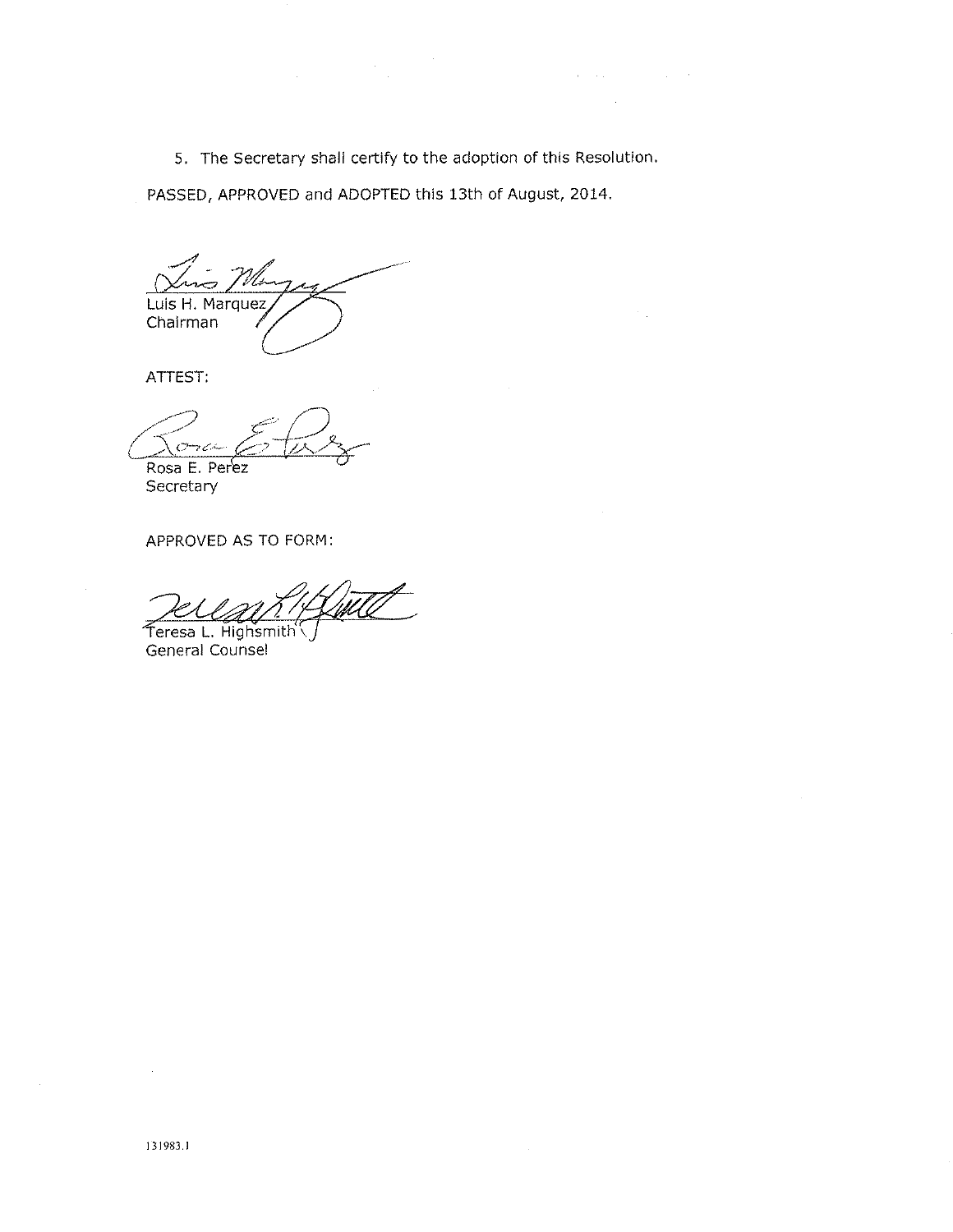5. The Secretary shall certify to the adoption of this Resolution.

PASSED, APPROVED and ADOPTED this 13th of August, 2014.

Luis H. Marquez
Chairman

ATTEST:

Rosa E. Perez
Secretary

APPROVED AS TO FORM:

Teresa L. Highsmith
General Counsel

131983.1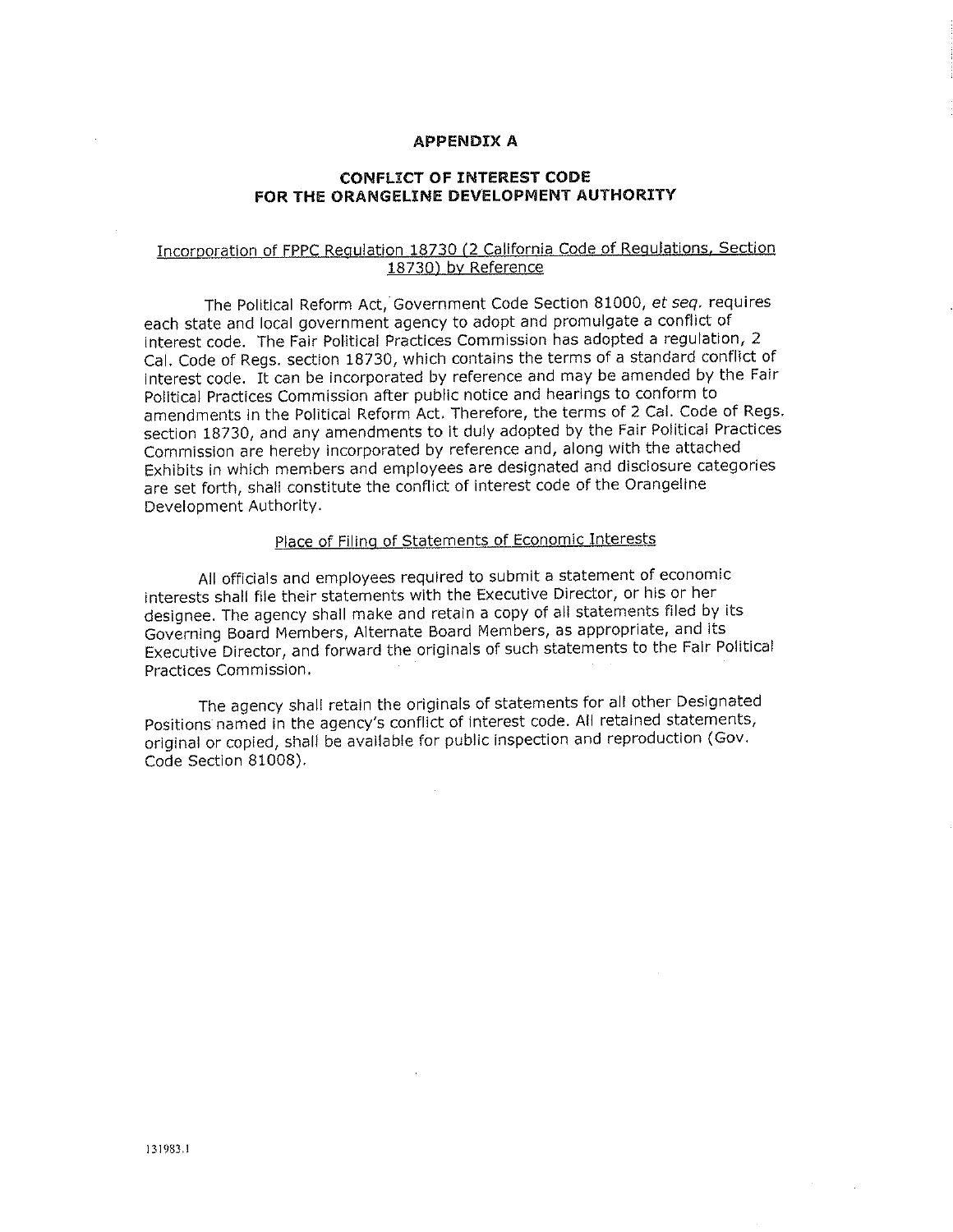## APPENDIX A

## CONFLICT OF INTEREST CODE FOR THE ORANGELINE DEVELOPMENT AUTHORITY

Incorporation of FPPC Regulation 18730 (2 California Code of Regulations, Section 18730) by Reference

The Political Reform Act, Government Code Section 81000, *et seq.* requires each state and local government agency to adopt and promulgate a conflict of interest code. The Fair Political Practices Commission has adopted a regulation, 2 Cal. Code of Regs. section 18730, which contains the terms of a standard conflict of interest code. It can be incorporated by reference and may be amended by the Fair Political Practices Commission after public notice and hearings to conform to amendments in the Political Reform Act. Therefore, the terms of 2 Cal. Code of Regs. section 18730, and any amendments to it duly adopted by the Fair Political Practices Commission are hereby incorporated by reference and, along with the attached Exhibits in which members and employees are designated and disclosure categories are set forth, shall constitute the conflict of interest code of the Orangeline Development Authority.

Place of Filing of Statements of Economic Interests

All officials and employees required to submit a statement of economic interests shall file their statements with the Executive Director, or his or her designee. The agency shall make and retain a copy of all statements filed by its Governing Board Members, Alternate Board Members, as appropriate, and its Executive Director, and forward the originals of such statements to the Fair Political Practices Commission.

The agency shall retain the originals of statements for all other Designated Positions named in the agency's conflict of interest code. All retained statements, original or copied, shall be available for public inspection and reproduction (Gov. Code Section 81008).

131983.1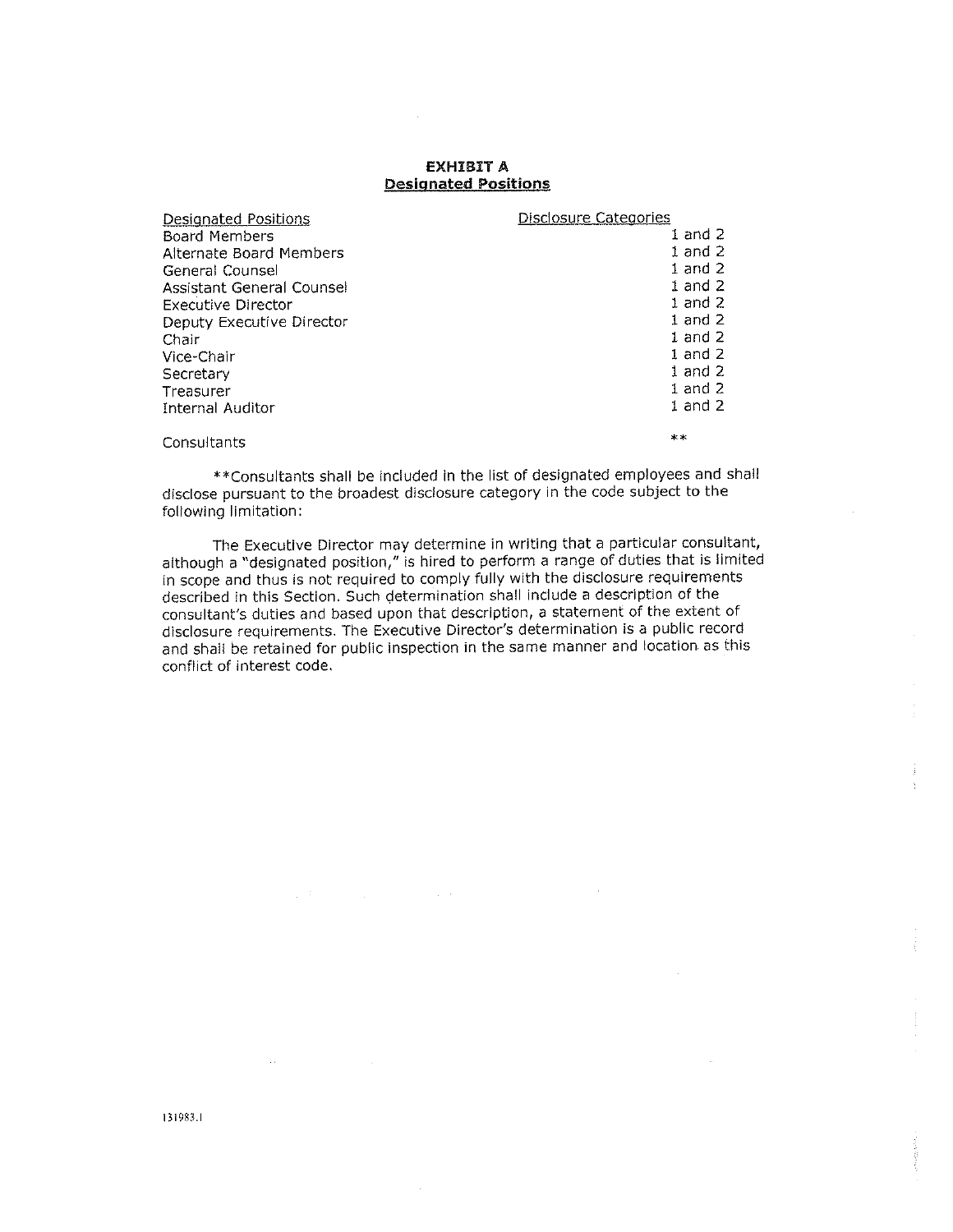# EXHIBIT A
## Designated Positions

| Designated Positions | Disclosure Categories |
|---|---|
| Board Members | 1 and 2 |
| Alternate Board Members | 1 and 2 |
| General Counsel | 1 and 2 |
| Assistant General Counsel | 1 and 2 |
| Executive Director | 1 and 2 |
| Deputy Executive Director | 1 and 2 |
| Chair | 1 and 2 |
| Vice-Chair | 1 and 2 |
| Secretary | 1 and 2 |
| Treasurer | 1 and 2 |
| Internal Auditor | 1 and 2 |
| Consultants | ** |

**Consultants shall be included in the list of designated employees and shall disclose pursuant to the broadest disclosure category in the code subject to the following limitation:

The Executive Director may determine in writing that a particular consultant, although a "designated position," is hired to perform a range of duties that is limited in scope and thus is not required to comply fully with the disclosure requirements described in this Section. Such determination shall include a description of the consultant's duties and based upon that description, a statement of the extent of disclosure requirements. The Executive Director's determination is a public record and shall be retained for public inspection in the same manner and location as this conflict of interest code.

131983.1